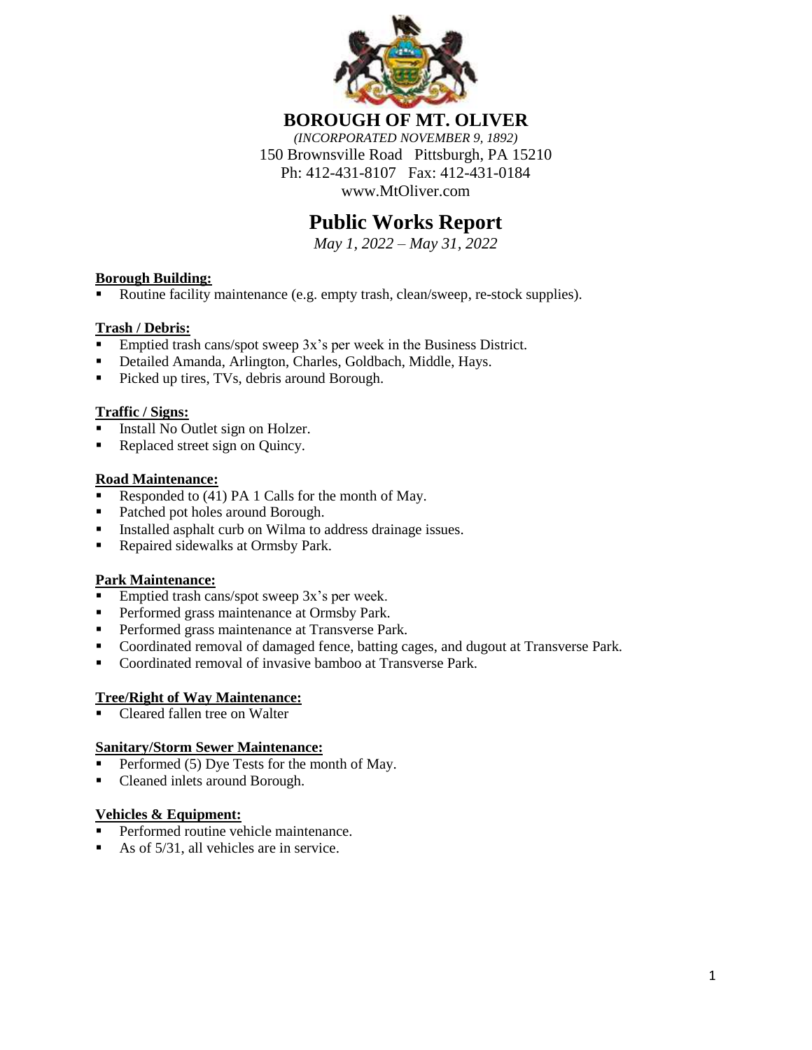# BOROUGH OF MT. OLIVER

*(INCORPORATED NOVEMBER 9, 1892)*

150 Brownsville Road   Pittsburgh, PA 15210

Ph: 412-431-8107   Fax: 412-431-0184

www.MtOliver.com

## Public Works Report

*May 1, 2022 – May 31, 2022*

**Borough Building:**

- Routine facility maintenance (e.g. empty trash, clean/sweep, re-stock supplies).

**Trash / Debris:**

- Emptied trash cans/spot sweep 3x's per week in the Business District.
- Detailed Amanda, Arlington, Charles, Goldbach, Middle, Hays.
- Picked up tires, TVs, debris around Borough.

**Traffic / Signs:**

- Install No Outlet sign on Holzer.
- Replaced street sign on Quincy.

**Road Maintenance:**

- Responded to (41) PA 1 Calls for the month of May.
- Patched pot holes around Borough.
- Installed asphalt curb on Wilma to address drainage issues.
- Repaired sidewalks at Ormsby Park.

**Park Maintenance:**

- Emptied trash cans/spot sweep 3x's per week.
- Performed grass maintenance at Ormsby Park.
- Performed grass maintenance at Transverse Park.
- Coordinated removal of damaged fence, batting cages, and dugout at Transverse Park.
- Coordinated removal of invasive bamboo at Transverse Park.

**Tree/Right of Way Maintenance:**

- Cleared fallen tree on Walter

**Sanitary/Storm Sewer Maintenance:**

- Performed (5) Dye Tests for the month of May.
- Cleaned inlets around Borough.

**Vehicles & Equipment:**

- Performed routine vehicle maintenance.
- As of 5/31, all vehicles are in service.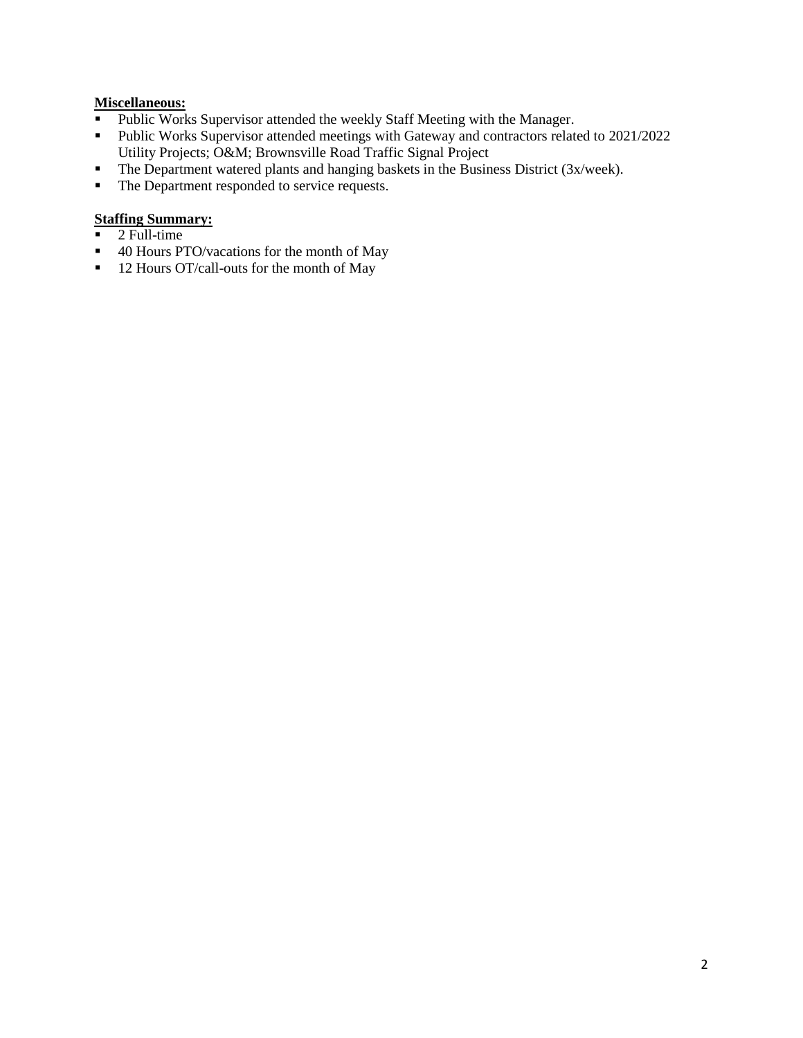**Miscellaneous:**

- Public Works Supervisor attended the weekly Staff Meeting with the Manager.
- Public Works Supervisor attended meetings with Gateway and contractors related to 2021/2022 Utility Projects; O&M; Brownsville Road Traffic Signal Project
- The Department watered plants and hanging baskets in the Business District (3x/week).
- The Department responded to service requests.

**Staffing Summary:**

- 2 Full-time
- 40 Hours PTO/vacations for the month of May
- 12 Hours OT/call-outs for the month of May